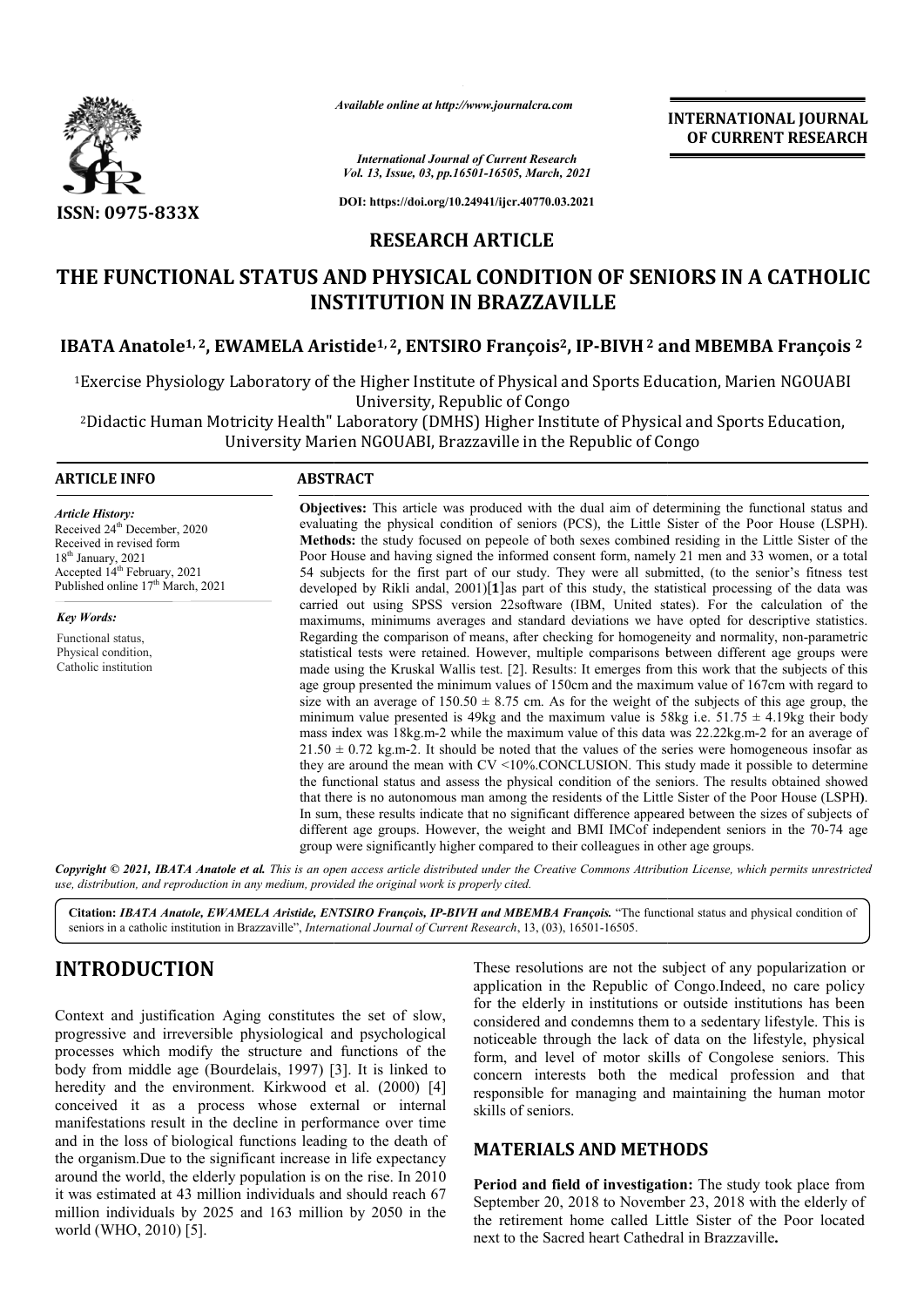*Available online at http://www.journalcra.com*

*International Journal of Current Research*
*Vol. 13, Issue, 03, pp.16501-16505, March, 2021*

**DOI: https://doi.org/10.24941/ijcr.40770.03.2021**

**ISSN: 0975-833X**

**INTERNATIONAL JOURNAL OF CURRENT RESEARCH**

## RESEARCH ARTICLE

# THE FUNCTIONAL STATUS AND PHYSICAL CONDITION OF SENIORS IN A CATHOLIC INSTITUTION IN BRAZZAVILLE

**IBATA Anatole[1, 2], EWAMELA Aristide[1, 2], ENTSIRO François[2], IP-BIVH [2] and MBEMBA François [2]**

[1]Exercise Physiology Laboratory of the Higher Institute of Physical and Sports Education, Marien NGOUABI University, Republic of Congo

[2]Didactic Human Motricity Health" Laboratory (DMHS) Higher Institute of Physical and Sports Education, University Marien NGOUABI, Brazzaville in the Republic of Congo

### ARTICLE INFO

*Article History:*
Received 24th December, 2020
Received in revised form
18th January, 2021
Accepted 14th February, 2021
Published online 17th March, 2021

*Key Words:*
Functional status,
Physical condition,
Catholic institution

### ABSTRACT

**Objectives:** This article was produced with the dual aim of determining the functional status and evaluating the physical condition of seniors (PCS), the Little Sister of the Poor House (LSPH). **Methods:** the study focused on pepeole of both sexes combined residing in the Little Sister of the Poor House and having signed the informed consent form, namely 21 men and 33 women, or a total 54 subjects for the first part of our study. They were all submitted, (to the senior's fitness test developed by Rikli andal, 2001)[**1**]as part of this study, the statistical processing of the data was carried out using SPSS version 22software (IBM, United states). For the calculation of the maximums, minimums averages and standard deviations we have opted for descriptive statistics. Regarding the comparison of means, after checking for homogeneity and normality, non-parametric statistical tests were retained. However, multiple comparisons between different age groups were made using the Kruskal Wallis test. [2]. Results: It emerges from this work that the subjects of this age group presented the minimum values of 150cm and the maximum value of 167cm with regard to size with an average of 150.50 ± 8.75 cm. As for the weight of the subjects of this age group, the minimum value presented is 49kg and the maximum value is 58kg i.e. 51.75 ± 4.19kg their body mass index was 18kg.m-2 while the maximum value of this data was 22.22kg.m-2 for an average of 21.50 ± 0.72 kg.m-2. It should be noted that the values of the series were homogeneous insofar as they are around the mean with CV <10%.CONCLUSION. This study made it possible to determine the functional status and assess the physical condition of the seniors. The results obtained showed that there is no autonomous man among the residents of the Little Sister of the Poor House (LSPH). In sum, these results indicate that no significant difference appeared between the sizes of subjects of different age groups. However, the weight and BMI IMCof independent seniors in the 70-74 age group were significantly higher compared to their colleagues in other age groups.

*Copyright © 2021, IBATA Anatole et al. This is an open access article distributed under the Creative Commons Attribution License, which permits unrestricted use, distribution, and reproduction in any medium, provided the original work is properly cited.*

**Citation:** *IBATA Anatole, EWAMELA Aristide, ENTSIRO François, IP-BIVH and MBEMBA François.* "The functional status and physical condition of seniors in a catholic institution in Brazzaville", *International Journal of Current Research*, 13, (03), 16501-16505.

## INTRODUCTION

Context and justification Aging constitutes the set of slow, progressive and irreversible physiological and psychological processes which modify the structure and functions of the body from middle age (Bourdelais, 1997) [3]. It is linked to heredity and the environment. Kirkwood et al. (2000) [4] conceived it as a process whose external or internal manifestations result in the decline in performance over time and in the loss of biological functions leading to the death of the organism.Due to the significant increase in life expectancy around the world, the elderly population is on the rise. In 2010 it was estimated at 43 million individuals and should reach 67 million individuals by 2025 and 163 million by 2050 in the world (WHO, 2010) [5].

These resolutions are not the subject of any popularization or application in the Republic of Congo.Indeed, no care policy for the elderly in institutions or outside institutions has been considered and condemns them to a sedentary lifestyle. This is noticeable through the lack of data on the lifestyle, physical form, and level of motor skills of Congolese seniors. This concern interests both the medical profession and that responsible for managing and maintaining the human motor skills of seniors.

## MATERIALS AND METHODS

**Period and field of investigation:** The study took place from September 20, 2018 to November 23, 2018 with the elderly of the retirement home called Little Sister of the Poor located next to the Sacred heart Cathedral in Brazzaville**.**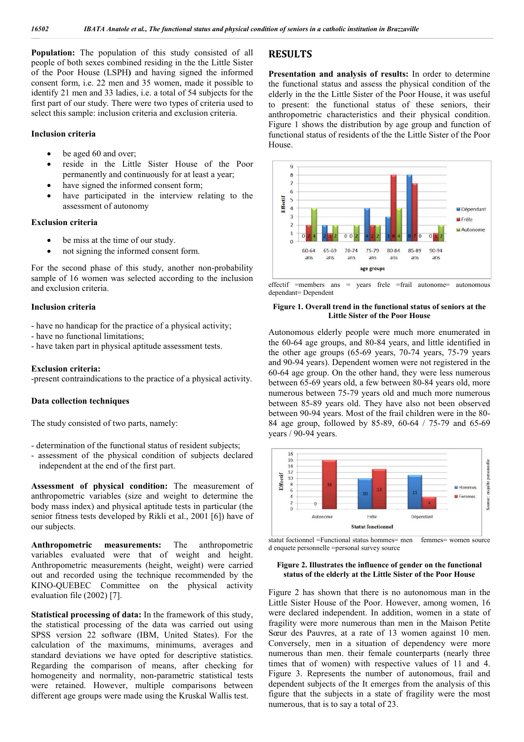**Population:** The population of this study consisted of all people of both sexes combined residing in the the Little Sister of the Poor House (LSPH**)** and having signed the informed consent form, i.e. 22 men and 35 women, made it possible to identify 21 men and 33 ladies, i.e. a total of 54 subjects for the first part of our study. There were two types of criteria used to select this sample: inclusion criteria and exclusion criteria.

**Inclusion criteria**

- be aged 60 and over;
- reside in the Little Sister House of the Poor permanently and continuously for at least a year;
- have signed the informed consent form;
- have participated in the interview relating to the assessment of autonomy

**Exclusion criteria**

- be miss at the time of our study.
- not signing the informed consent form.

For the second phase of this study, another non-probability sample of 16 women was selected according to the inclusion and exclusion criteria.

**Inclusion criteria**

- have no handicap for the practice of a physical activity;
- have no functional limitations;
- have taken part in physical aptitude assessment tests.

**Exclusion criteria:**

-present contraindications to the practice of a physical activity.

**Data collection techniques**

The study consisted of two parts, namely:

- determination of the functional status of resident subjects;
- assessment of the physical condition of subjects declared independent at the end of the first part.

**Assessment of physical condition:** The measurement of anthropometric variables (size and weight to determine the body mass index) and physical aptitude tests in particular (the senior fitness tests developed by Rikli et al., 2001 [6]) have of our subjects.

**Anthropometric measurements:** The anthropometric variables evaluated were that of weight and height. Anthropometric measurements (height, weight) were carried out and recorded using the technique recommended by the KINO-QUEBEC Committee on the physical activity evaluation file (2002) [7].

**Statistical processing of data:** In the framework of this study, the statistical processing of the data was carried out using SPSS version 22 software (IBM, United States). For the calculation of the maximums, minimums, averages and standard deviations we have opted for descriptive statistics. Regarding the comparison of means, after checking for homogeneity and normality, non-parametric statistical tests were retained. However, multiple comparisons between different age groups were made using the Kruskal Wallis test.

## RESULTS

**Presentation and analysis of results:** In order to determine the functional status and assess the physical condition of the elderly in the the Little Sister of the Poor House, it was useful to present: the functional status of these seniors, their anthropometric characteristics and their physical condition. Figure 1 shows the distribution by age group and function of functional status of residents of the the Little Sister of the Poor House.

| Age groups | Dépendant | Frêle | Autonome |
|---|---|---|---|
| 60-64 ans | 0 | 2 | 4 |
| 65-69 ans | 2 | 1 | 2 |
| 70-74 ans | 0 | 0 | 2 |
| 75-79 ans | 4 | 2 | 2 |
| 80-84 ans | 3 | 8 | 4 |
| 85-89 ans | 8 | 7 | 0 |
| 90-94 ans | 0 | 1 | 2 |

effectif =members ans = years frele =frail autonome= autonomous dependant= Dependent

**Figure 1. Overall trend in the functional status of seniors at the Little Sister of the Poor House**

Autonomous elderly people were much more enumerated in the 60-64 age groups, and 80-84 years, and little identified in the other age groups (65-69 years, 70-74 years, 75-79 years and 90-94 years). Dependent women were not registered in the 60-64 age group. On the other hand, they were less numerous between 65-69 years old, a few between 80-84 years old, more numerous between 75-79 years old and much more numerous between 85-89 years old. They have also not been observed between 90-94 years. Most of the frail children were in the 80-84 age group, followed by 85-89, 60-64 / 75-79 and 65-69 years / 90-94 years.

| Statut fonctionnel | Hommes | Femmes |
|---|---|---|
| Autonome | 0 | 16 |
| Frêle | 10 | 13 |
| Dépendant | 11 | 4 |

statut foctionnel =Functional status hommes= men femmes= women source d enquete personnelle =personal survey source

**Figure 2. Illustrates the influence of gender on the functional status of the elderly at the Little Sister of the Poor House**

Figure 2 has shown that there is no autonomous man in the Little Sister House of the Poor. However, among women, 16 were declared independent. In addition, women in a state of fragility were more numerous than men in the Maison Petite Sœur des Pauvres, at a rate of 13 women against 10 men. Conversely, men in a situation of dependency were more numerous than men. their female counterparts (nearly three times that of women) with respective values of 11 and 4. Figure 3. Represents the number of autonomous, frail and dependent subjects of the It emerges from the analysis of this figure that the subjects in a state of fragility were the most numerous, that is to say a total of 23.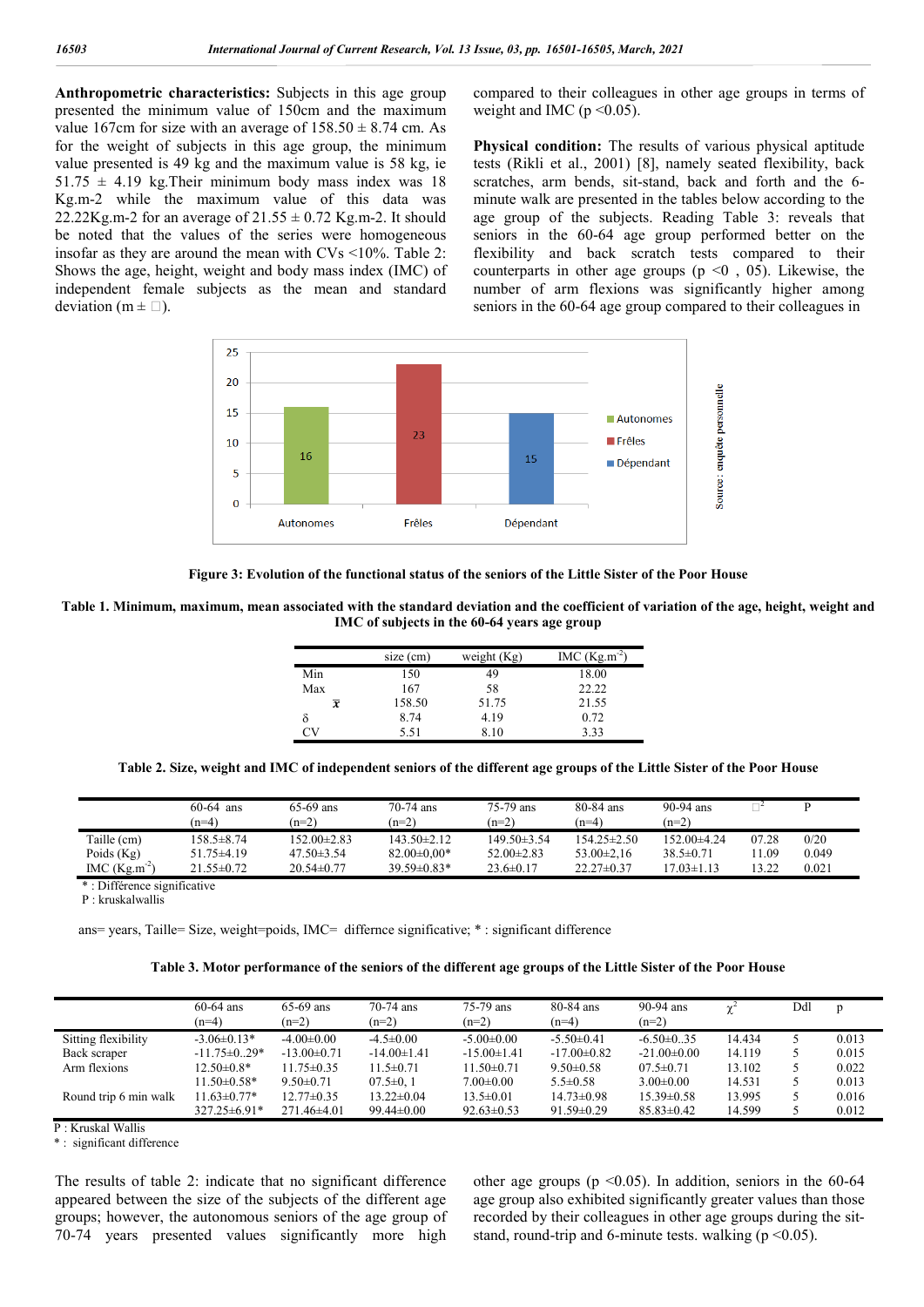**Anthropometric characteristics:** Subjects in this age group presented the minimum value of 150cm and the maximum value 167cm for size with an average of 158.50 ± 8.74 cm. As for the weight of subjects in this age group, the minimum value presented is 49 kg and the maximum value is 58 kg, ie 51.75 ± 4.19 kg.Their minimum body mass index was 18 Kg.m-2 while the maximum value of this data was 22.22Kg.m-2 for an average of 21.55 ± 0.72 Kg.m-2. It should be noted that the values of the series were homogeneous insofar as they are around the mean with CVs <10%. Table 2: Shows the age, height, weight and body mass index (IMC) of independent female subjects as the mean and standard deviation (m ± □).

compared to their colleagues in other age groups in terms of weight and IMC (p <0.05).

**Physical condition:** The results of various physical aptitude tests (Rikli et al., 2001) [8], namely seated flexibility, back scratches, arm bends, sit-stand, back and forth and the 6-minute walk are presented in the tables below according to the age group of the subjects. Reading Table 3: reveals that seniors in the 60-64 age group performed better on the flexibility and back scratch tests compared to their counterparts in other age groups (p <0 , 05). Likewise, the number of arm flexions was significantly higher among seniors in the 60-64 age group compared to their colleagues in

**Figure 3: Evolution of the functional status of the seniors of the Little Sister of the Poor House**

**Table 1. Minimum, maximum, mean associated with the standard deviation and the coefficient of variation of the age, height, weight and IMC of subjects in the 60-64 years age group**

| | size (cm) | weight (Kg) | IMC (Kg.m$^{-2}$) |
|---|---|---|---|
| Min | 150 | 49 | 18.00 |
| Max | 167 | 58 | 22.22 |
| $\bar{x}$ | 158.50 | 51.75 | 21.55 |
| δ | 8.74 | 4.19 | 0.72 |
| CV | 5.51 | 8.10 | 3.33 |

**Table 2. Size, weight and IMC of independent seniors of the different age groups of the Little Sister of the Poor House**

| | 60-64 ans (n=4) | 65-69 ans (n=2) | 70-74 ans (n=2) | 75-79 ans (n=2) | 80-84 ans (n=4) | 90-94 ans (n=2) | □$^2$ | P |
|---|---|---|---|---|---|---|---|---|
| Taille (cm) | 158.5±8.74 | 152.00±2.83 | 143.50±2.12 | 149.50±3.54 | 154.25±2.50 | 152.00±4.24 | 07.28 | 0/20 |
| Poids (Kg) | 51.75±4.19 | 47.50±3.54 | 82.00±0,00* | 52.00±2.83 | 53.00±2,16 | 38.5±0.71 | 11.09 | 0.049 |
| IMC (Kg.m$^{-2}$) | 21.55±0.72 | 20.54±0.77 | 39.59±0.83* | 23.6±0.17 | 22.27±0.37 | 17.03±1.13 | 13.22 | 0.021 |

* : Différence significative
P : kruskalwallis

ans= years, Taille= Size, weight=poids, IMC= differnce significative; * : significant difference

**Table 3. Motor performance of the seniors of the different age groups of the Little Sister of the Poor House**

| | 60-64 ans (n=4) | 65-69 ans (n=2) | 70-74 ans (n=2) | 75-79 ans (n=2) | 80-84 ans (n=4) | 90-94 ans (n=2) | $\chi^2$ | Ddl | p |
|---|---|---|---|---|---|---|---|---|---|
| Sitting flexibility | -3.06±0.13* | -4.00±0.00 | -4.5±0.00 | -5.00±0.00 | -5.50±0.41 | -6.50±0..35 | 14.434 | 5 | 0.013 |
| Back scraper | -11.75±0..29* | -13.00±0.71 | -14.00±1.41 | -15.00±1.41 | -17.00±0.82 | -21.00±0.00 | 14.119 | 5 | 0.015 |
| Arm flexions | 12.50±0.8* | 11.75±0.35 | 11.5±0.71 | 11.50±0.71 | 9.50±0.58 | 07.5±0.71 | 13.102 | 5 | 0.022 |
| | 11.50±0.58* | 9.50±0.71 | 07.5±0, 1 | 7.00±0.00 | 5.5±0.58 | 3.00±0.00 | 14.531 | 5 | 0.013 |
| Round trip 6 min walk | 11.63±0.77* | 12.77±0.35 | 13.22±0.04 | 13.5±0.01 | 14.73±0.98 | 15.39±0.58 | 13.995 | 5 | 0.016 |
| | 327.25±6.91* | 271.46±4.01 | 99.44±0.00 | 92.63±0.53 | 91.59±0.29 | 85.83±0.42 | 14.599 | 5 | 0.012 |

P : Kruskal Wallis
* : significant difference

The results of table 2: indicate that no significant difference appeared between the size of the subjects of the different age groups; however, the autonomous seniors of the age group of 70-74 years presented values significantly more high

other age groups (p <0.05). In addition, seniors in the 60-64 age group also exhibited significantly greater values than those recorded by their colleagues in other age groups during the sit-stand, round-trip and 6-minute tests. walking (p <0.05).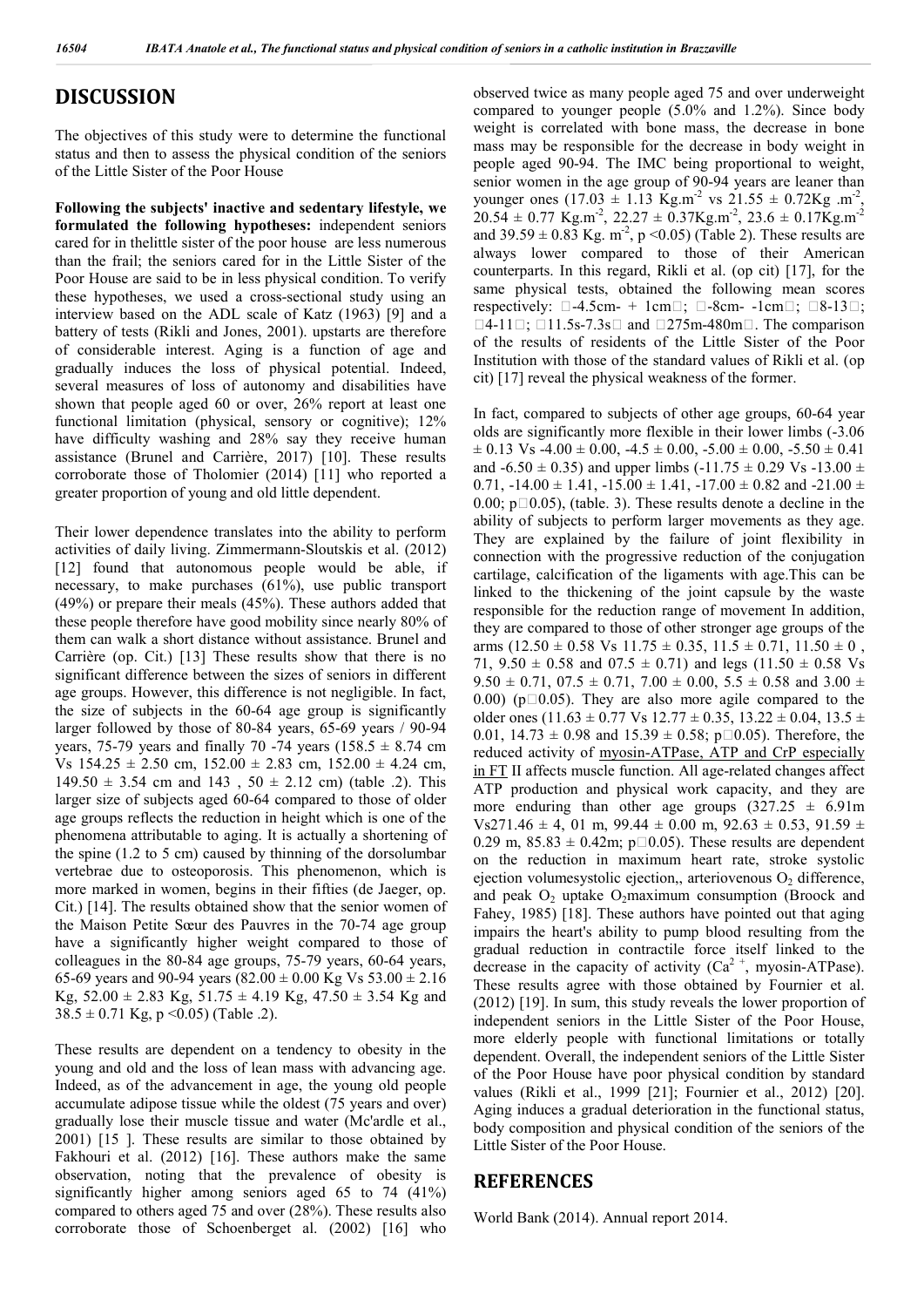## DISCUSSION

The objectives of this study were to determine the functional status and then to assess the physical condition of the seniors of the Little Sister of the Poor House

**Following the subjects' inactive and sedentary lifestyle, we formulated the following hypotheses:** independent seniors cared for in thelittle sister of the poor house are less numerous than the frail; the seniors cared for in the Little Sister of the Poor House are said to be in less physical condition. To verify these hypotheses, we used a cross-sectional study using an interview based on the ADL scale of Katz (1963) [9] and a battery of tests (Rikli and Jones, 2001). upstarts are therefore of considerable interest. Aging is a function of age and gradually induces the loss of physical potential. Indeed, several measures of loss of autonomy and disabilities have shown that people aged 60 or over, 26% report at least one functional limitation (physical, sensory or cognitive); 12% have difficulty washing and 28% say they receive human assistance (Brunel and Carrière, 2017) [10]. These results corroborate those of Tholomier (2014) [11] who reported a greater proportion of young and old little dependent.

Their lower dependence translates into the ability to perform activities of daily living. Zimmermann-Sloutskis et al. (2012) [12] found that autonomous people would be able, if necessary, to make purchases (61%), use public transport (49%) or prepare their meals (45%). These authors added that these people therefore have good mobility since nearly 80% of them can walk a short distance without assistance. Brunel and Carrière (op. Cit.) [13] These results show that there is no significant difference between the sizes of seniors in different age groups. However, this difference is not negligible. In fact, the size of subjects in the 60-64 age group is significantly larger followed by those of 80-84 years, 65-69 years / 90-94 years, 75-79 years and finally 70 -74 years (158.5 ± 8.74 cm Vs 154.25 ± 2.50 cm, 152.00 ± 2.83 cm, 152.00 ± 4.24 cm, 149.50 ± 3.54 cm and 143 , 50 ± 2.12 cm) (table .2). This larger size of subjects aged 60-64 compared to those of older age groups reflects the reduction in height which is one of the phenomena attributable to aging. It is actually a shortening of the spine (1.2 to 5 cm) caused by thinning of the dorsolumbar vertebrae due to osteoporosis. This phenomenon, which is more marked in women, begins in their fifties (de Jaeger, op. Cit.) [14]. The results obtained show that the senior women of the Maison Petite Sœur des Pauvres in the 70-74 age group have a significantly higher weight compared to those of colleagues in the 80-84 age groups, 75-79 years, 60-64 years, 65-69 years and 90-94 years (82.00 ± 0.00 Kg Vs 53.00 ± 2.16 Kg, 52.00 ± 2.83 Kg, 51.75 ± 4.19 Kg, 47.50 ± 3.54 Kg and 38.5 ± 0.71 Kg, $p < 0.05$) (Table .2).

These results are dependent on a tendency to obesity in the young and old and the loss of lean mass with advancing age. Indeed, as of the advancement in age, the young old people accumulate adipose tissue while the oldest (75 years and over) gradually lose their muscle tissue and water (Mc'ardle et al., 2001) [15 ]. These results are similar to those obtained by Fakhouri et al. (2012) [16]. These authors make the same observation, noting that the prevalence of obesity is significantly higher among seniors aged 65 to 74 (41%) compared to others aged 75 and over (28%). These results also corroborate those of Schoenberget al. (2002) [16] who observed twice as many people aged 75 and over underweight compared to younger people (5.0% and 1.2%). Since body weight is correlated with bone mass, the decrease in bone mass may be responsible for the decrease in body weight in people aged 90-94. The IMC being proportional to weight, senior women in the age group of 90-94 years are leaner than younger ones (17.03 ± 1.13 $Kg.m^{-2}$ vs 21.55 ± 0.72Kg $.m^{-2}$, 20.54 ± 0.77 $Kg.m^{-2}$, 22.27 ± 0.37$Kg.m^{-2}$, 23.6 ± 0.17$Kg.m^{-2}$ and 39.59 ± 0.83 Kg. $m^{-2}$, $p < 0.05$) (Table 2). These results are always lower compared to those of their American counterparts. In this regard, Rikli et al. (op cit) [17], for the same physical tests, obtained the following mean scores respectively: □-4.5cm- + 1cm□; □-8cm- -1cm□; □8-13□; □4-11□; □11.5s-7.3s□ and □275m-480m□. The comparison of the results of residents of the Little Sister of the Poor Institution with those of the standard values of Rikli et al. (op cit) [17] reveal the physical weakness of the former.

In fact, compared to subjects of other age groups, 60-64 year olds are significantly more flexible in their lower limbs (-3.06 ± 0.13 Vs -4.00 ± 0.00, -4.5 ± 0.00, -5.00 ± 0.00, -5.50 ± 0.41 and -6.50 ± 0.35) and upper limbs (-11.75 ± 0.29 Vs -13.00 ± 0.71, -14.00 ± 1.41, -15.00 ± 1.41, -17.00 ± 0.82 and -21.00 ± 0.00; p□0.05), (table. 3). These results denote a decline in the ability of subjects to perform larger movements as they age. They are explained by the failure of joint flexibility in connection with the progressive reduction of the conjugation cartilage, calcification of the ligaments with age.This can be linked to the thickening of the joint capsule by the waste responsible for the reduction range of movement In addition, they are compared to those of other stronger age groups of the arms (12.50 ± 0.58 Vs 11.75 ± 0.35, 11.5 ± 0.71, 11.50 ± 0 , 71, 9.50 ± 0.58 and 07.5 ± 0.71) and legs (11.50 ± 0.58 Vs 9.50 ± 0.71, 07.5 ± 0.71, 7.00 ± 0.00, 5.5 ± 0.58 and 3.00 ± 0.00) (p□0.05). They are also more agile compared to the older ones (11.63 ± 0.77 Vs 12.77 ± 0.35, 13.22 ± 0.04, 13.5 ± 0.01, 14.73 ± 0.98 and 15.39 ± 0.58; p□0.05). Therefore, the reduced activity of myosin-ATPase, ATP and CrP especially in FT II affects muscle function. All age-related changes affect ATP production and physical work capacity, and they are more enduring than other age groups (327.25 ± 6.91m Vs271.46 ± 4, 01 m, 99.44 ± 0.00 m, 92.63 ± 0.53, 91.59 ± 0.29 m, 85.83 ± 0.42m; p□0.05). These results are dependent on the reduction in maximum heart rate, stroke systolic ejection volumesystolic ejection,, arteriovenous $O_2$ difference, and peak $O_2$ uptake $O_2$maximum consumption (Broock and Fahey, 1985) [18]. These authors have pointed out that aging impairs the heart's ability to pump blood resulting from the gradual reduction in contractile force itself linked to the decrease in the capacity of activity ($Ca^{2+}$, myosin-ATPase). These results agree with those obtained by Fournier et al. (2012) [19]. In sum, this study reveals the lower proportion of independent seniors in the Little Sister of the Poor House, more elderly people with functional limitations or totally dependent. Overall, the independent seniors of the Little Sister of the Poor House have poor physical condition by standard values (Rikli et al., 1999 [21]; Fournier et al., 2012) [20]. Aging induces a gradual deterioration in the functional status, body composition and physical condition of the seniors of the Little Sister of the Poor House.

## REFERENCES

World Bank (2014). Annual report 2014.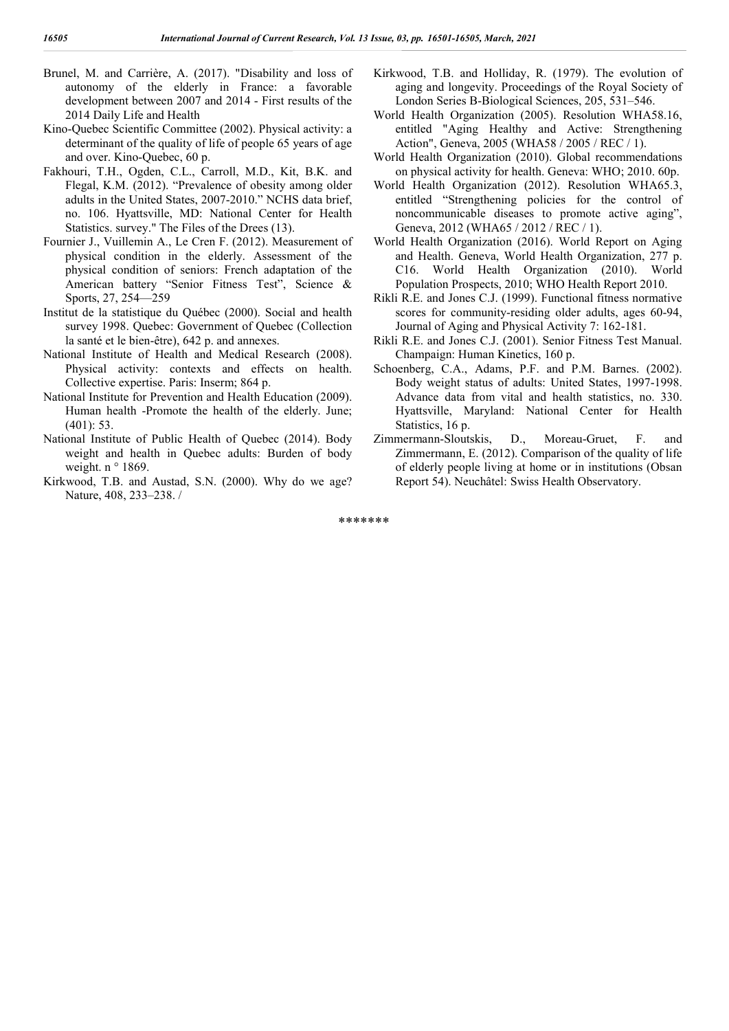Brunel, M. and Carrière, A. (2017). "Disability and loss of autonomy of the elderly in France: a favorable development between 2007 and 2014 - First results of the 2014 Daily Life and Health

Kino-Quebec Scientific Committee (2002). Physical activity: a determinant of the quality of life of people 65 years of age and over. Kino-Quebec, 60 p.

Fakhouri, T.H., Ogden, C.L., Carroll, M.D., Kit, B.K. and Flegal, K.M. (2012). "Prevalence of obesity among older adults in the United States, 2007-2010." NCHS data brief, no. 106. Hyattsville, MD: National Center for Health Statistics. survey." The Files of the Drees (13).

Fournier J., Vuillemin A., Le Cren F. (2012). Measurement of physical condition in the elderly. Assessment of the physical condition of seniors: French adaptation of the American battery "Senior Fitness Test", Science & Sports, 27, 254—259

Institut de la statistique du Québec (2000). Social and health survey 1998. Quebec: Government of Quebec (Collection la santé et le bien-être), 642 p. and annexes.

National Institute of Health and Medical Research (2008). Physical activity: contexts and effects on health. Collective expertise. Paris: Inserm; 864 p.

National Institute for Prevention and Health Education (2009). Human health -Promote the health of the elderly. June; (401): 53.

National Institute of Public Health of Quebec (2014). Body weight and health in Quebec adults: Burden of body weight. n ° 1869.

Kirkwood, T.B. and Austad, S.N. (2000). Why do we age? Nature, 408, 233–238. /

Kirkwood, T.B. and Holliday, R. (1979). The evolution of aging and longevity. Proceedings of the Royal Society of London Series B-Biological Sciences, 205, 531–546.

World Health Organization (2005). Resolution WHA58.16, entitled "Aging Healthy and Active: Strengthening Action", Geneva, 2005 (WHA58 / 2005 / REC / 1).

World Health Organization (2010). Global recommendations on physical activity for health. Geneva: WHO; 2010. 60p.

World Health Organization (2012). Resolution WHA65.3, entitled "Strengthening policies for the control of noncommunicable diseases to promote active aging", Geneva, 2012 (WHA65 / 2012 / REC / 1).

World Health Organization (2016). World Report on Aging and Health. Geneva, World Health Organization, 277 p. C16. World Health Organization (2010). World Population Prospects, 2010; WHO Health Report 2010.

Rikli R.E. and Jones C.J. (1999). Functional fitness normative scores for community-residing older adults, ages 60-94, Journal of Aging and Physical Activity 7: 162-181.

Rikli R.E. and Jones C.J. (2001). Senior Fitness Test Manual. Champaign: Human Kinetics, 160 p.

Schoenberg, C.A., Adams, P.F. and P.M. Barnes. (2002). Body weight status of adults: United States, 1997-1998. Advance data from vital and health statistics, no. 330. Hyattsville, Maryland: National Center for Health Statistics, 16 p.

Zimmermann-Sloutskis, D., Moreau-Gruet, F. and Zimmermann, E. (2012). Comparison of the quality of life of elderly people living at home or in institutions (Obsan Report 54). Neuchâtel: Swiss Health Observatory.

*******